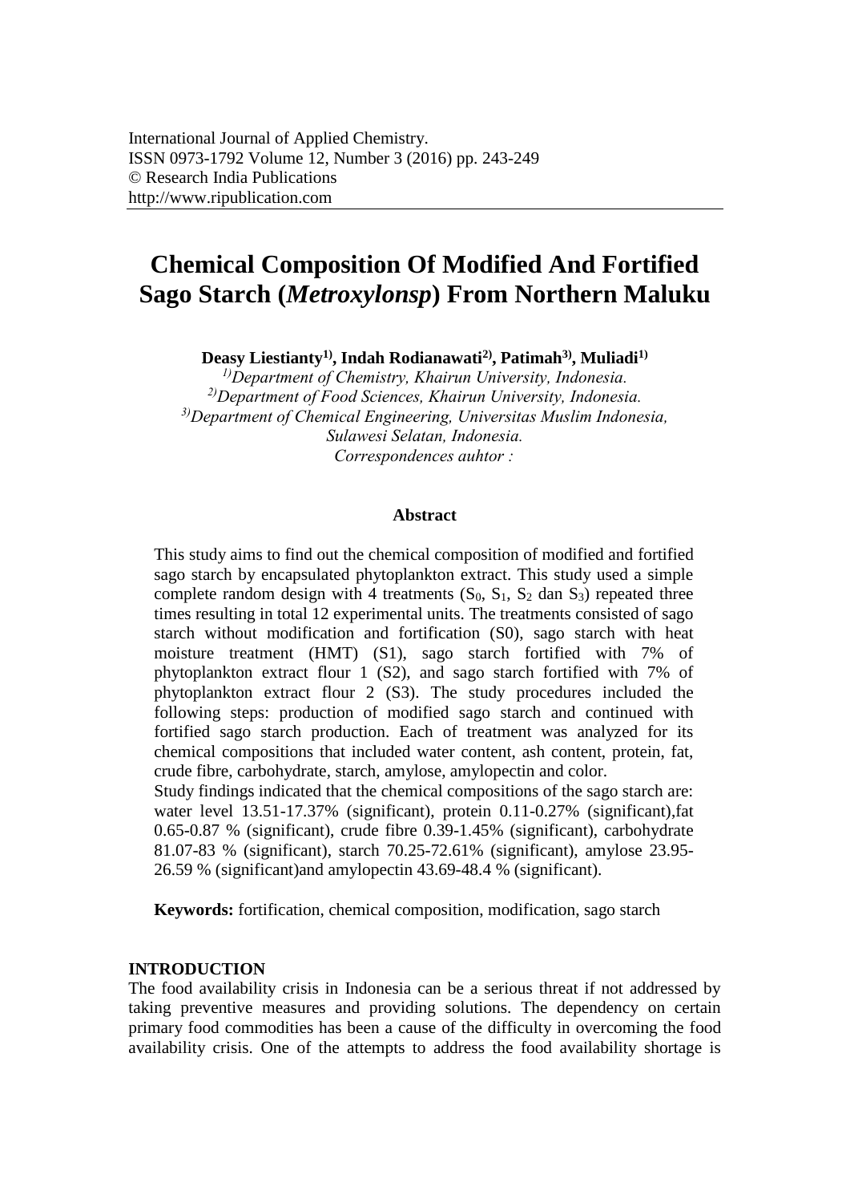# Chemical Composition Of Modified And Fortified Sago Starch (*Metroxylonsp*) From Northern Maluku

**Deasy Liestianty[1)], Indah Rodianawati[2)], Patimah[3)], Muliadi[1)]**

*[1)]Department of Chemistry, Khairun University, Indonesia.*
*[2)]Department of Food Sciences, Khairun University, Indonesia.*
*[3)]Department of Chemical Engineering, Universitas Muslim Indonesia, Sulawesi Selatan, Indonesia.*
*Correspondences auhtor :*

### Abstract

This study aims to find out the chemical composition of modified and fortified sago starch by encapsulated phytoplankton extract. This study used a simple complete random design with 4 treatments ($S_0$, $S_1$, $S_2$ dan $S_3$) repeated three times resulting in total 12 experimental units. The treatments consisted of sago starch without modification and fortification (S0), sago starch with heat moisture treatment (HMT) (S1), sago starch fortified with 7% of phytoplankton extract flour 1 (S2), and sago starch fortified with 7% of phytoplankton extract flour 2 (S3). The study procedures included the following steps: production of modified sago starch and continued with fortified sago starch production. Each of treatment was analyzed for its chemical compositions that included water content, ash content, protein, fat, crude fibre, carbohydrate, starch, amylose, amylopectin and color.

Study findings indicated that the chemical compositions of the sago starch are: water level 13.51-17.37% (significant), protein 0.11-0.27% (significant),fat 0.65-0.87 % (significant), crude fibre 0.39-1.45% (significant), carbohydrate 81.07-83 % (significant), starch 70.25-72.61% (significant), amylose 23.95-26.59 % (significant)and amylopectin 43.69-48.4 % (significant).

**Keywords:** fortification, chemical composition, modification, sago starch

## INTRODUCTION

The food availability crisis in Indonesia can be a serious threat if not addressed by taking preventive measures and providing solutions. The dependency on certain primary food commodities has been a cause of the difficulty in overcoming the food availability crisis. One of the attempts to address the food availability shortage is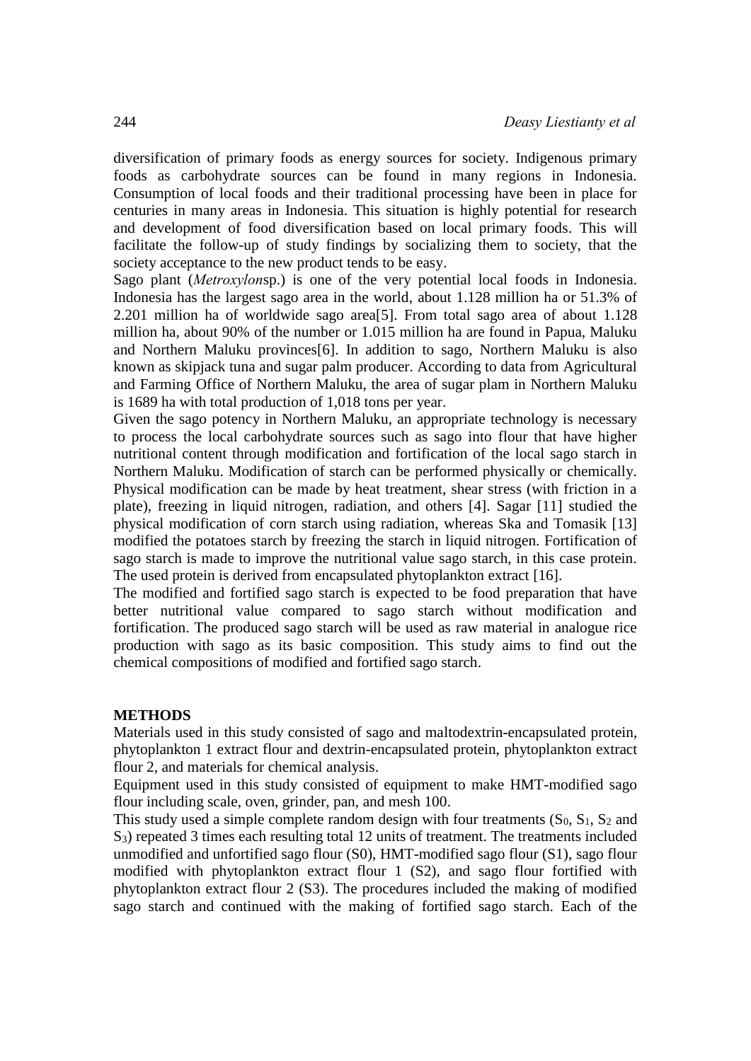diversification of primary foods as energy sources for society. Indigenous primary foods as carbohydrate sources can be found in many regions in Indonesia. Consumption of local foods and their traditional processing have been in place for centuries in many areas in Indonesia. This situation is highly potential for research and development of food diversification based on local primary foods. This will facilitate the follow-up of study findings by socializing them to society, that the society acceptance to the new product tends to be easy.

Sago plant (*Metroxylon*sp.) is one of the very potential local foods in Indonesia. Indonesia has the largest sago area in the world, about 1.128 million ha or 51.3% of 2.201 million ha of worldwide sago area[5]. From total sago area of about 1.128 million ha, about 90% of the number or 1.015 million ha are found in Papua, Maluku and Northern Maluku provinces[6]. In addition to sago, Northern Maluku is also known as skipjack tuna and sugar palm producer. According to data from Agricultural and Farming Office of Northern Maluku, the area of sugar plam in Northern Maluku is 1689 ha with total production of 1,018 tons per year.

Given the sago potency in Northern Maluku, an appropriate technology is necessary to process the local carbohydrate sources such as sago into flour that have higher nutritional content through modification and fortification of the local sago starch in Northern Maluku. Modification of starch can be performed physically or chemically. Physical modification can be made by heat treatment, shear stress (with friction in a plate), freezing in liquid nitrogen, radiation, and others [4]. Sagar [11] studied the physical modification of corn starch using radiation, whereas Ska and Tomasik [13] modified the potatoes starch by freezing the starch in liquid nitrogen. Fortification of sago starch is made to improve the nutritional value sago starch, in this case protein. The used protein is derived from encapsulated phytoplankton extract [16].

The modified and fortified sago starch is expected to be food preparation that have better nutritional value compared to sago starch without modification and fortification. The produced sago starch will be used as raw material in analogue rice production with sago as its basic composition. This study aims to find out the chemical compositions of modified and fortified sago starch.

## METHODS

Materials used in this study consisted of sago and maltodextrin-encapsulated protein, phytoplankton 1 extract flour and dextrin-encapsulated protein, phytoplankton extract flour 2, and materials for chemical analysis.

Equipment used in this study consisted of equipment to make HMT-modified sago flour including scale, oven, grinder, pan, and mesh 100.

This study used a simple complete random design with four treatments ($S_0$, $S_1$, $S_2$ and $S_3$) repeated 3 times each resulting total 12 units of treatment. The treatments included unmodified and unfortified sago flour (S0), HMT-modified sago flour (S1), sago flour modified with phytoplankton extract flour 1 (S2), and sago flour fortified with phytoplankton extract flour 2 (S3). The procedures included the making of modified sago starch and continued with the making of fortified sago starch. Each of the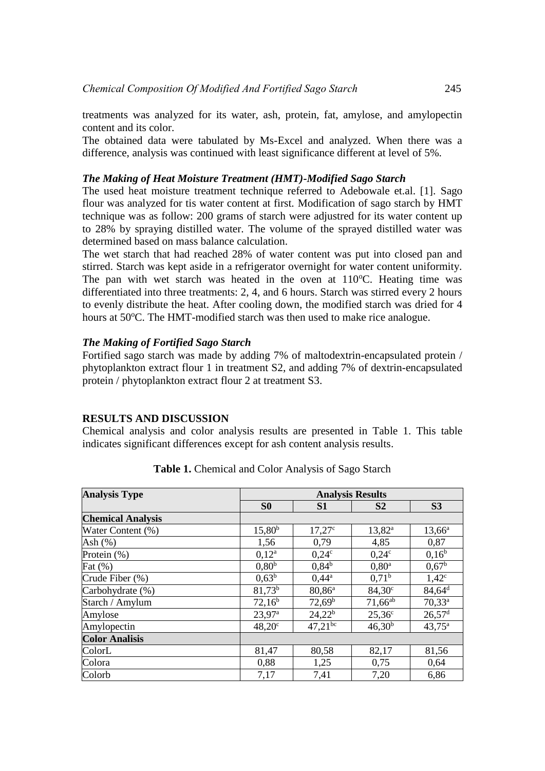treatments was analyzed for its water, ash, protein, fat, amylose, and amylopectin content and its color.

The obtained data were tabulated by Ms-Excel and analyzed. When there was a difference, analysis was continued with least significance different at level of 5%.

### *The Making of Heat Moisture Treatment (HMT)-Modified Sago Starch*

The used heat moisture treatment technique referred to Adebowale et.al. [1]. Sago flour was analyzed for tis water content at first. Modification of sago starch by HMT technique was as follow: 200 grams of starch were adjustred for its water content up to 28% by spraying distilled water. The volume of the sprayed distilled water was determined based on mass balance calculation.

The wet starch that had reached 28% of water content was put into closed pan and stirred. Starch was kept aside in a refrigerator overnight for water content uniformity. The pan with wet starch was heated in the oven at 110$^{o}$C. Heating time was differentiated into three treatments: 2, 4, and 6 hours. Starch was stirred every 2 hours to evenly distribute the heat. After cooling down, the modified starch was dried for 4 hours at 50$^{o}$C. The HMT-modified starch was then used to make rice analogue.

### *The Making of Fortified Sago Starch*

Fortified sago starch was made by adding 7% of maltodextrin-encapsulated protein / phytoplankton extract flour 1 in treatment S2, and adding 7% of dextrin-encapsulated protein / phytoplankton extract flour 2 at treatment S3.

## RESULTS AND DISCUSSION

Chemical analysis and color analysis results are presented in Table 1. This table indicates significant differences except for ash content analysis results.

**Table 1.** Chemical and Color Analysis of Sago Starch

| **Analysis Type** | **Analysis Results** | | | |
|---|---|---|---|---|
| | **S0** | **S1** | **S2** | **S3** |
| **Chemical Analysis** | | | | |
| Water Content (%) | 15,80$^{b}$ | 17,27$^{c}$ | 13,82$^{a}$ | 13,66$^{a}$ |
| Ash (%) | 1,56 | 0,79 | 4,85 | 0,87 |
| Protein (%) | 0,12$^{a}$ | 0,24$^{c}$ | 0,24$^{c}$ | 0,16$^{b}$ |
| Fat (%) | 0,80$^{b}$ | 0,84$^{b}$ | 0,80$^{a}$ | 0,67$^{b}$ |
| Crude Fiber (%) | 0,63$^{b}$ | 0,44$^{a}$ | 0,71$^{b}$ | 1,42$^{c}$ |
| Carbohydrate (%) | 81,73$^{b}$ | 80,86$^{a}$ | 84,30$^{c}$ | 84,64$^{d}$ |
| Starch / Amylum | 72,16$^{b}$ | 72,69$^{b}$ | 71,66$^{ab}$ | 70,33$^{a}$ |
| Amylose | 23,97$^{a}$ | 24,22$^{b}$ | 25,36$^{c}$ | 26,57$^{d}$ |
| Amylopectin | 48,20$^{c}$ | 47,21$^{bc}$ | 46,30$^{b}$ | 43,75$^{a}$ |
| **Color Analisis** | | | | |
| ColorL | 81,47 | 80,58 | 82,17 | 81,56 |
| Colora | 0,88 | 1,25 | 0,75 | 0,64 |
| Colorb | 7,17 | 7,41 | 7,20 | 6,86 |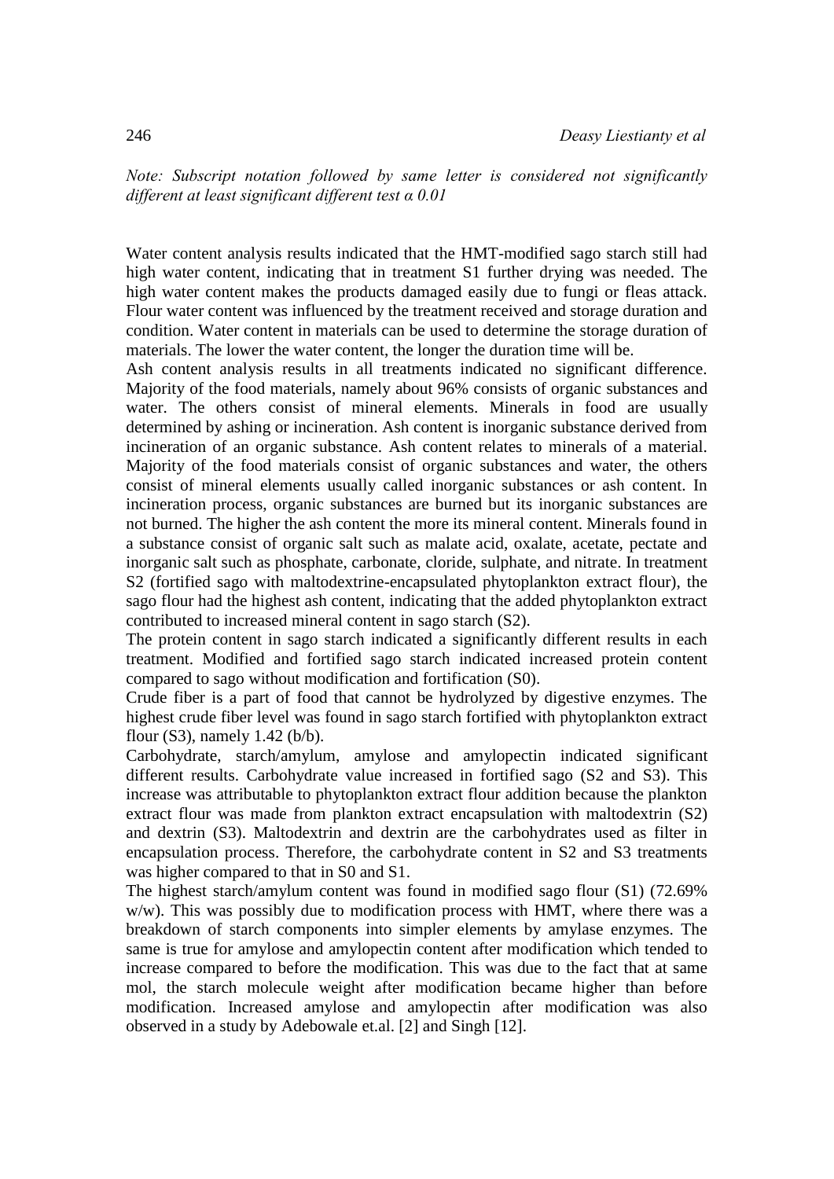*Note: Subscript notation followed by same letter is considered not significantly different at least significant different test α 0.01*

Water content analysis results indicated that the HMT-modified sago starch still had high water content, indicating that in treatment S1 further drying was needed. The high water content makes the products damaged easily due to fungi or fleas attack. Flour water content was influenced by the treatment received and storage duration and condition. Water content in materials can be used to determine the storage duration of materials. The lower the water content, the longer the duration time will be.

Ash content analysis results in all treatments indicated no significant difference. Majority of the food materials, namely about 96% consists of organic substances and water. The others consist of mineral elements. Minerals in food are usually determined by ashing or incineration. Ash content is inorganic substance derived from incineration of an organic substance. Ash content relates to minerals of a material. Majority of the food materials consist of organic substances and water, the others consist of mineral elements usually called inorganic substances or ash content. In incineration process, organic substances are burned but its inorganic substances are not burned. The higher the ash content the more its mineral content. Minerals found in a substance consist of organic salt such as malate acid, oxalate, acetate, pectate and inorganic salt such as phosphate, carbonate, cloride, sulphate, and nitrate. In treatment S2 (fortified sago with maltodextrine-encapsulated phytoplankton extract flour), the sago flour had the highest ash content, indicating that the added phytoplankton extract contributed to increased mineral content in sago starch (S2).

The protein content in sago starch indicated a significantly different results in each treatment. Modified and fortified sago starch indicated increased protein content compared to sago without modification and fortification (S0).

Crude fiber is a part of food that cannot be hydrolyzed by digestive enzymes. The highest crude fiber level was found in sago starch fortified with phytoplankton extract flour (S3), namely 1.42 (b/b).

Carbohydrate, starch/amylum, amylose and amylopectin indicated significant different results. Carbohydrate value increased in fortified sago (S2 and S3). This increase was attributable to phytoplankton extract flour addition because the plankton extract flour was made from plankton extract encapsulation with maltodextrin (S2) and dextrin (S3). Maltodextrin and dextrin are the carbohydrates used as filter in encapsulation process. Therefore, the carbohydrate content in S2 and S3 treatments was higher compared to that in S0 and S1.

The highest starch/amylum content was found in modified sago flour (S1) (72.69% w/w). This was possibly due to modification process with HMT, where there was a breakdown of starch components into simpler elements by amylase enzymes. The same is true for amylose and amylopectin content after modification which tended to increase compared to before the modification. This was due to the fact that at same mol, the starch molecule weight after modification became higher than before modification. Increased amylose and amylopectin after modification was also observed in a study by Adebowale et.al. [2] and Singh [12].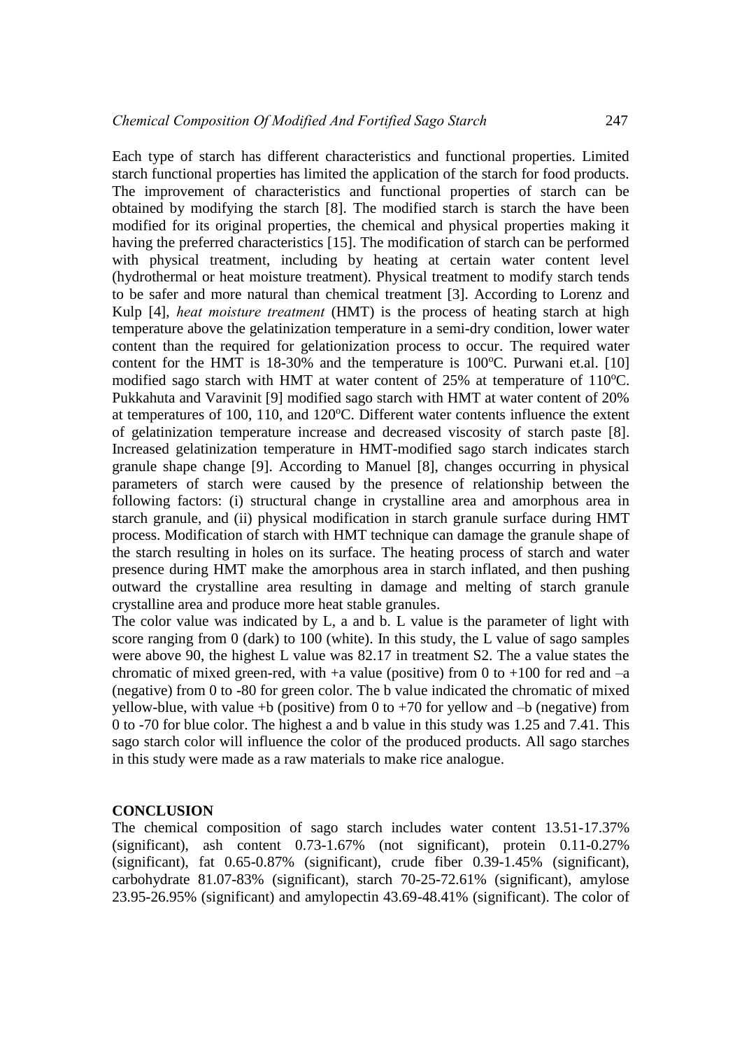Each type of starch has different characteristics and functional properties. Limited starch functional properties has limited the application of the starch for food products. The improvement of characteristics and functional properties of starch can be obtained by modifying the starch [8]. The modified starch is starch the have been modified for its original properties, the chemical and physical properties making it having the preferred characteristics [15]. The modification of starch can be performed with physical treatment, including by heating at certain water content level (hydrothermal or heat moisture treatment). Physical treatment to modify starch tends to be safer and more natural than chemical treatment [3]. According to Lorenz and Kulp [4], *heat moisture treatment* (HMT) is the process of heating starch at high temperature above the gelatinization temperature in a semi-dry condition, lower water content than the required for gelationization process to occur. The required water content for the HMT is 18-30% and the temperature is 100$^{o}$C. Purwani et.al. [10] modified sago starch with HMT at water content of 25% at temperature of 110$^{o}$C. Pukkahuta and Varavinit [9] modified sago starch with HMT at water content of 20% at temperatures of 100, 110, and 120$^{o}$C. Different water contents influence the extent of gelatinization temperature increase and decreased viscosity of starch paste [8]. Increased gelatinization temperature in HMT-modified sago starch indicates starch granule shape change [9]. According to Manuel [8], changes occurring in physical parameters of starch were caused by the presence of relationship between the following factors: (i) structural change in crystalline area and amorphous area in starch granule, and (ii) physical modification in starch granule surface during HMT process. Modification of starch with HMT technique can damage the granule shape of the starch resulting in holes on its surface. The heating process of starch and water presence during HMT make the amorphous area in starch inflated, and then pushing outward the crystalline area resulting in damage and melting of starch granule crystalline area and produce more heat stable granules.

The color value was indicated by L, a and b. L value is the parameter of light with score ranging from 0 (dark) to 100 (white). In this study, the L value of sago samples were above 90, the highest L value was 82.17 in treatment S2. The a value states the chromatic of mixed green-red, with +a value (positive) from 0 to +100 for red and –a (negative) from 0 to -80 for green color. The b value indicated the chromatic of mixed yellow-blue, with value +b (positive) from 0 to +70 for yellow and –b (negative) from 0 to -70 for blue color. The highest a and b value in this study was 1.25 and 7.41. This sago starch color will influence the color of the produced products. All sago starches in this study were made as a raw materials to make rice analogue.

## CONCLUSION

The chemical composition of sago starch includes water content 13.51-17.37% (significant), ash content 0.73-1.67% (not significant), protein 0.11-0.27% (significant), fat 0.65-0.87% (significant), crude fiber 0.39-1.45% (significant), carbohydrate 81.07-83% (significant), starch 70-25-72.61% (significant), amylose 23.95-26.95% (significant) and amylopectin 43.69-48.41% (significant). The color of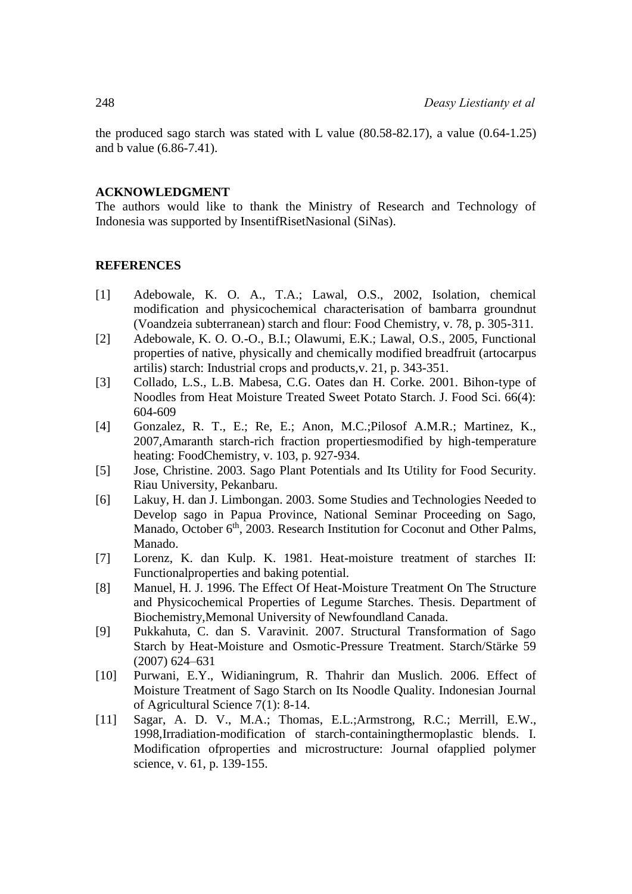the produced sago starch was stated with L value (80.58-82.17), a value (0.64-1.25) and b value (6.86-7.41).

## ACKNOWLEDGMENT

The authors would like to thank the Ministry of Research and Technology of Indonesia was supported by InsentifRisetNasional (SiNas).

## REFERENCES

[1] Adebowale, K. O. A., T.A.; Lawal, O.S., 2002, Isolation, chemical modification and physicochemical characterisation of bambarra groundnut (Voandzeia subterranean) starch and flour: Food Chemistry, v. 78, p. 305-311.

[2] Adebowale, K. O. O.-O., B.I.; Olawumi, E.K.; Lawal, O.S., 2005, Functional properties of native, physically and chemically modified breadfruit (artocarpus artilis) starch: Industrial crops and products,v. 21, p. 343-351.

[3] Collado, L.S., L.B. Mabesa, C.G. Oates dan H. Corke. 2001. Bihon-type of Noodles from Heat Moisture Treated Sweet Potato Starch. J. Food Sci. 66(4): 604-609

[4] Gonzalez, R. T., E.; Re, E.; Anon, M.C.;Pilosof A.M.R.; Martinez, K., 2007,Amaranth starch-rich fraction propertiesmodified by high-temperature heating: FoodChemistry, v. 103, p. 927-934.

[5] Jose, Christine. 2003. Sago Plant Potentials and Its Utility for Food Security. Riau University, Pekanbaru.

[6] Lakuy, H. dan J. Limbongan. 2003. Some Studies and Technologies Needed to Develop sago in Papua Province, National Seminar Proceeding on Sago, Manado, October 6th, 2003. Research Institution for Coconut and Other Palms, Manado.

[7] Lorenz, K. dan Kulp. K. 1981. Heat-moisture treatment of starches II: Functionalproperties and baking potential.

[8] Manuel, H. J. 1996. The Effect Of Heat-Moisture Treatment On The Structure and Physicochemical Properties of Legume Starches. Thesis. Department of Biochemistry,Memonal University of Newfoundland Canada.

[9] Pukkahuta, C. dan S. Varavinit. 2007. Structural Transformation of Sago Starch by Heat-Moisture and Osmotic-Pressure Treatment. Starch/Stärke 59 (2007) 624–631

[10] Purwani, E.Y., Widianingrum, R. Thahrir dan Muslich. 2006. Effect of Moisture Treatment of Sago Starch on Its Noodle Quality. Indonesian Journal of Agricultural Science 7(1): 8-14.

[11] Sagar, A. D. V., M.A.; Thomas, E.L.;Armstrong, R.C.; Merrill, E.W., 1998,Irradiation-modification of starch-containingthermoplastic blends. I. Modification ofproperties and microstructure: Journal ofapplied polymer science, v. 61, p. 139-155.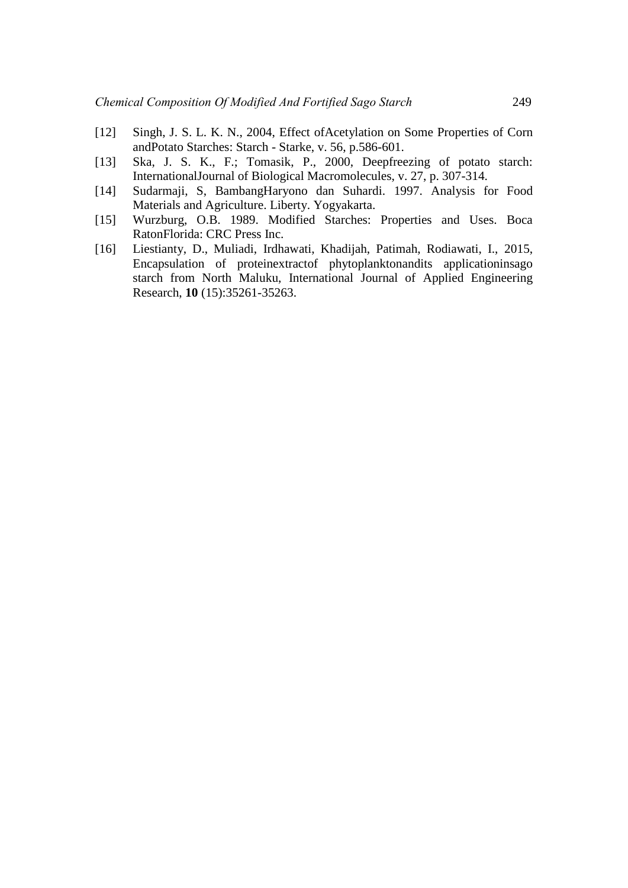[12] Singh, J. S. L. K. N., 2004, Effect ofAcetylation on Some Properties of Corn andPotato Starches: Starch - Starke, v. 56, p.586-601.

[13] Ska, J. S. K., F.; Tomasik, P., 2000, Deepfreezing of potato starch: InternationalJournal of Biological Macromolecules, v. 27, p. 307-314.

[14] Sudarmaji, S, BambangHaryono dan Suhardi. 1997. Analysis for Food Materials and Agriculture. Liberty. Yogyakarta.

[15] Wurzburg, O.B. 1989. Modified Starches: Properties and Uses. Boca RatonFlorida: CRC Press Inc.

[16] Liestianty, D., Muliadi, Irdhawati, Khadijah, Patimah, Rodiawati, I., 2015, Encapsulation of proteinextractof phytoplanktonandits applicationinsago starch from North Maluku, International Journal of Applied Engineering Research, **10** (15):35261-35263.